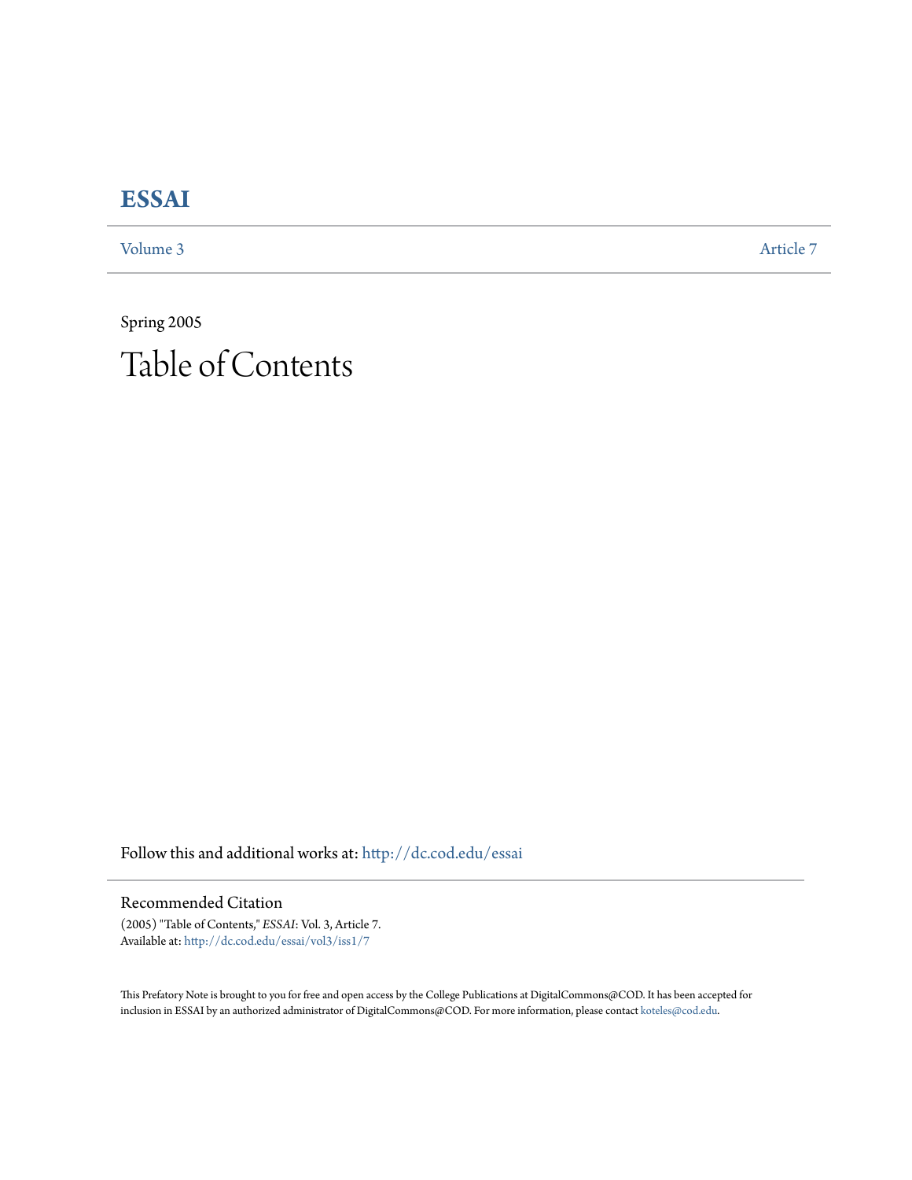# ESSAI

Volume 3 Article 7

Spring 2005

# Table of Contents

Follow this and additional works at: http://dc.cod.edu/essai

## Recommended Citation

(2005) "Table of Contents," *ESSAI*: Vol. 3, Article 7.
Available at: http://dc.cod.edu/essai/vol3/iss1/7

This Prefatory Note is brought to you for free and open access by the College Publications at DigitalCommons@COD. It has been accepted for inclusion in ESSAI by an authorized administrator of DigitalCommons@COD. For more information, please contact koteles@cod.edu.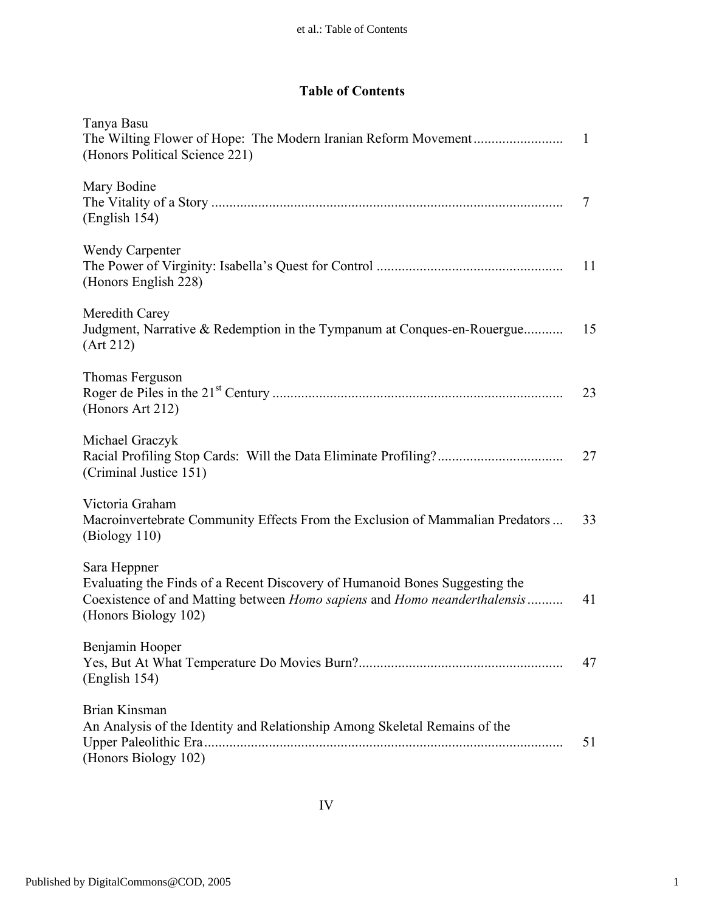# Table of Contents

Tanya Basu
The Wilting Flower of Hope: The Modern Iranian Reform Movement ......................... 1
(Honors Political Science 221)

Mary Bodine
The Vitality of a Story ................................................................................................. 7
(English 154)

Wendy Carpenter
The Power of Virginity: Isabella's Quest for Control .................................................... 11
(Honors English 228)

Meredith Carey
Judgment, Narrative & Redemption in the Tympanum at Conques-en-Rouergue........... 15
(Art 212)

Thomas Ferguson
Roger de Piles in the 21st Century ................................................................................ 23
(Honors Art 212)

Michael Graczyk
Racial Profiling Stop Cards: Will the Data Eliminate Profiling?.................................... 27
(Criminal Justice 151)

Victoria Graham
Macroinvertebrate Community Effects From the Exclusion of Mammalian Predators ... 33
(Biology 110)

Sara Heppner
Evaluating the Finds of a Recent Discovery of Humanoid Bones Suggesting the Coexistence of and Matting between *Homo sapiens* and *Homo neanderthalensis* .......... 41
(Honors Biology 102)

Benjamin Hooper
Yes, But At What Temperature Do Movies Burn?......................................................... 47
(English 154)

Brian Kinsman
An Analysis of the Identity and Relationship Among Skeletal Remains of the Upper Paleolithic Era .................................................................................................... 51
(Honors Biology 102)

IV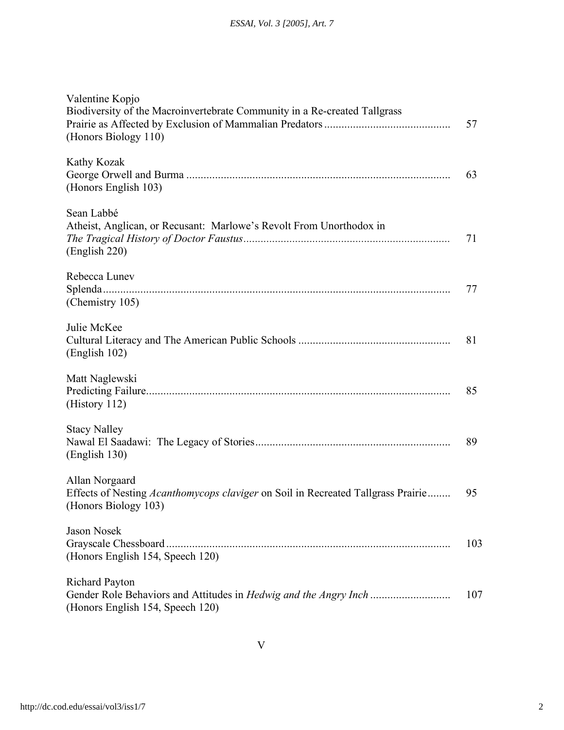Valentine Kopjo
Biodiversity of the Macroinvertebrate Community in a Re-created Tallgrass Prairie as Affected by Exclusion of Mammalian Predators ........................................... 57
(Honors Biology 110)

Kathy Kozak
George Orwell and Burma ........................................................................................... 63
(Honors English 103)

Sean Labbé
Atheist, Anglican, or Recusant: Marlowe's Revolt From Unorthodox in *The Tragical History of Doctor Faustus*....................................................................... 71
(English 220)

Rebecca Lunev
Splenda........................................................................................................................ 77
(Chemistry 105)

Julie McKee
Cultural Literacy and The American Public Schools .................................................... 81
(English 102)

Matt Naglewski
Predicting Failure......................................................................................................... 85
(History 112)

Stacy Nalley
Nawal El Saadawi: The Legacy of Stories................................................................... 89
(English 130)

Allan Norgaard
Effects of Nesting *Acanthomycops claviger* on Soil in Recreated Tallgrass Prairie........ 95
(Honors Biology 103)

Jason Nosek
Grayscale Chessboard.................................................................................................. 103
(Honors English 154, Speech 120)

Richard Payton
Gender Role Behaviors and Attitudes in *Hedwig and the Angry Inch* ........................... 107
(Honors English 154, Speech 120)

V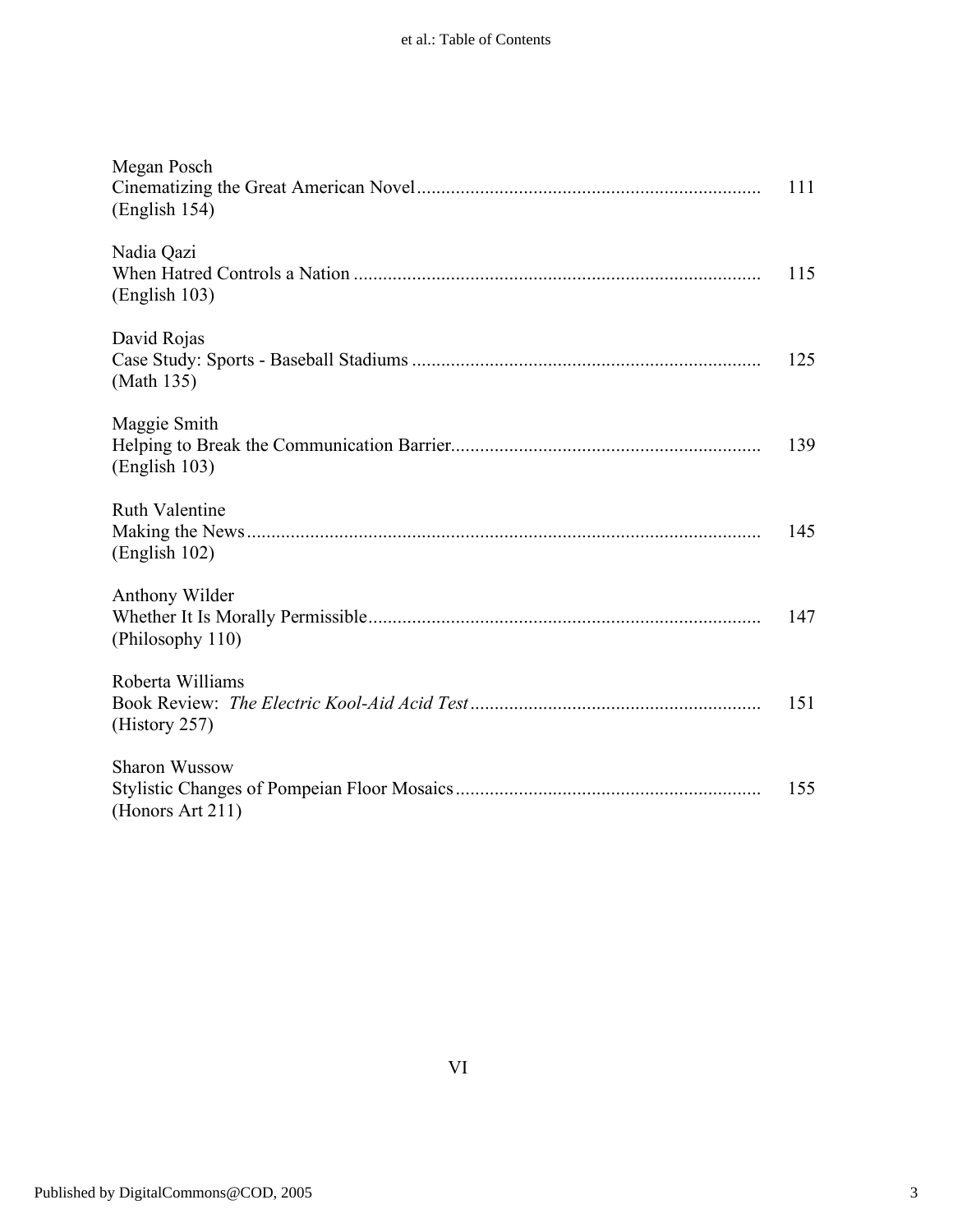Megan Posch
Cinematizing the Great American Novel...................................................................... 111
(English 154)

Nadia Qazi
When Hatred Controls a Nation .................................................................................. 115
(English 103)

David Rojas
Case Study: Sports - Baseball Stadiums ....................................................................... 125
(Math 135)

Maggie Smith
Helping to Break the Communication Barrier............................................................... 139
(English 103)

Ruth Valentine
Making the News.......................................................................................................... 145
(English 102)

Anthony Wilder
Whether It Is Morally Permissible................................................................................ 147
(Philosophy 110)

Roberta Williams
Book Review: *The Electric Kool-Aid Acid Test*........................................................... 151
(History 257)

Sharon Wussow
Stylistic Changes of Pompeian Floor Mosaics.............................................................. 155
(Honors Art 211)